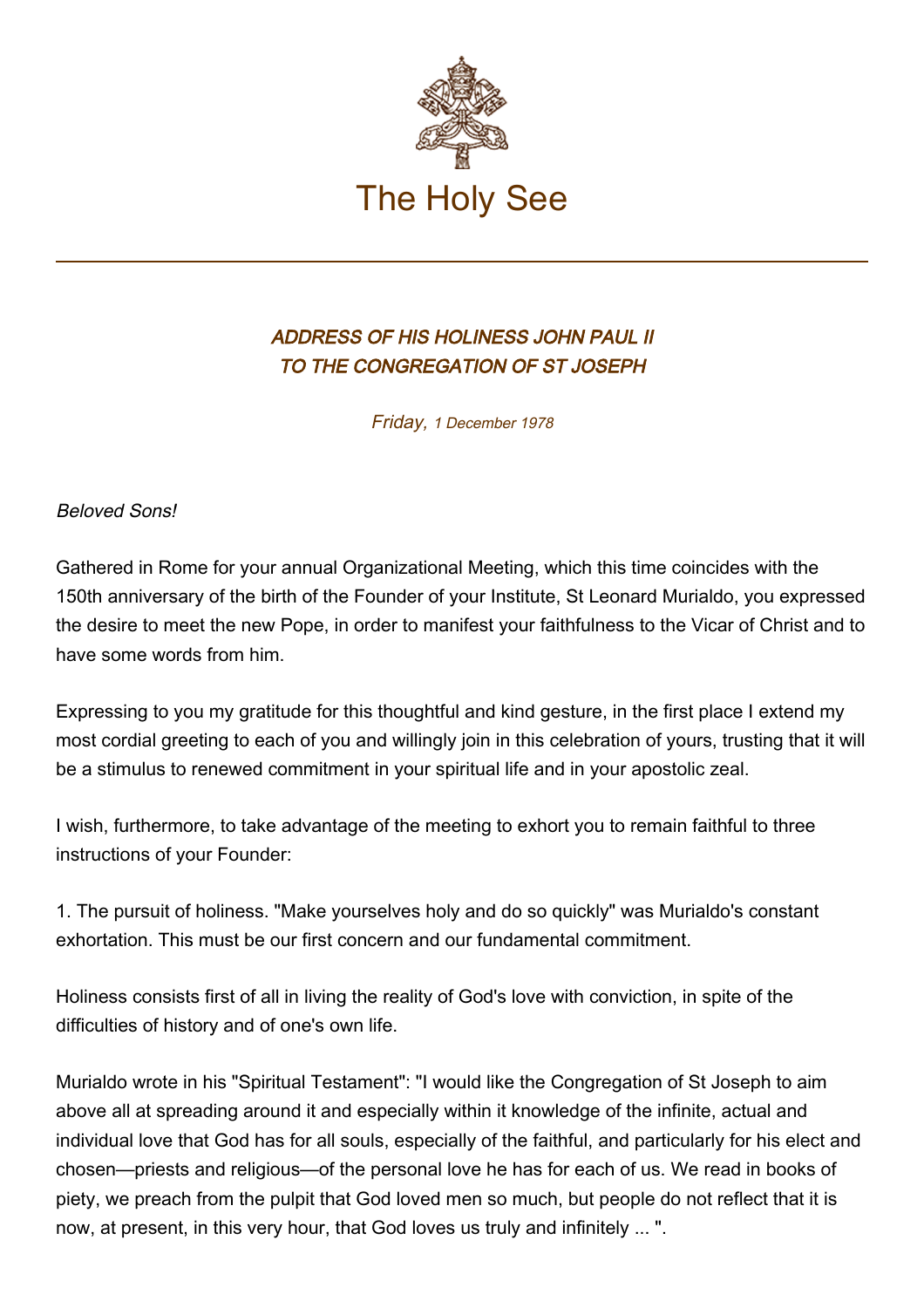# The Holy See

## *ADDRESS OF HIS HOLINESS JOHN PAUL II TO THE CONGREGATION OF ST JOSEPH*

*Friday, 1 December 1978*

*Beloved Sons!*

Gathered in Rome for your annual Organizational Meeting, which this time coincides with the 150th anniversary of the birth of the Founder of your Institute, St Leonard Murialdo, you expressed the desire to meet the new Pope, in order to manifest your faithfulness to the Vicar of Christ and to have some words from him.

Expressing to you my gratitude for this thoughtful and kind gesture, in the first place I extend my most cordial greeting to each of you and willingly join in this celebration of yours, trusting that it will be a stimulus to renewed commitment in your spiritual life and in your apostolic zeal.

I wish, furthermore, to take advantage of the meeting to exhort you to remain faithful to three instructions of your Founder:

1. The pursuit of holiness. "Make yourselves holy and do so quickly" was Murialdo's constant exhortation. This must be our first concern and our fundamental commitment.

Holiness consists first of all in living the reality of God's love with conviction, in spite of the difficulties of history and of one's own life.

Murialdo wrote in his "Spiritual Testament": "I would like the Congregation of St Joseph to aim above all at spreading around it and especially within it knowledge of the infinite, actual and individual love that God has for all souls, especially of the faithful, and particularly for his elect and chosen—priests and religious—of the personal love he has for each of us. We read in books of piety, we preach from the pulpit that God loved men so much, but people do not reflect that it is now, at present, in this very hour, that God loves us truly and infinitely ... ".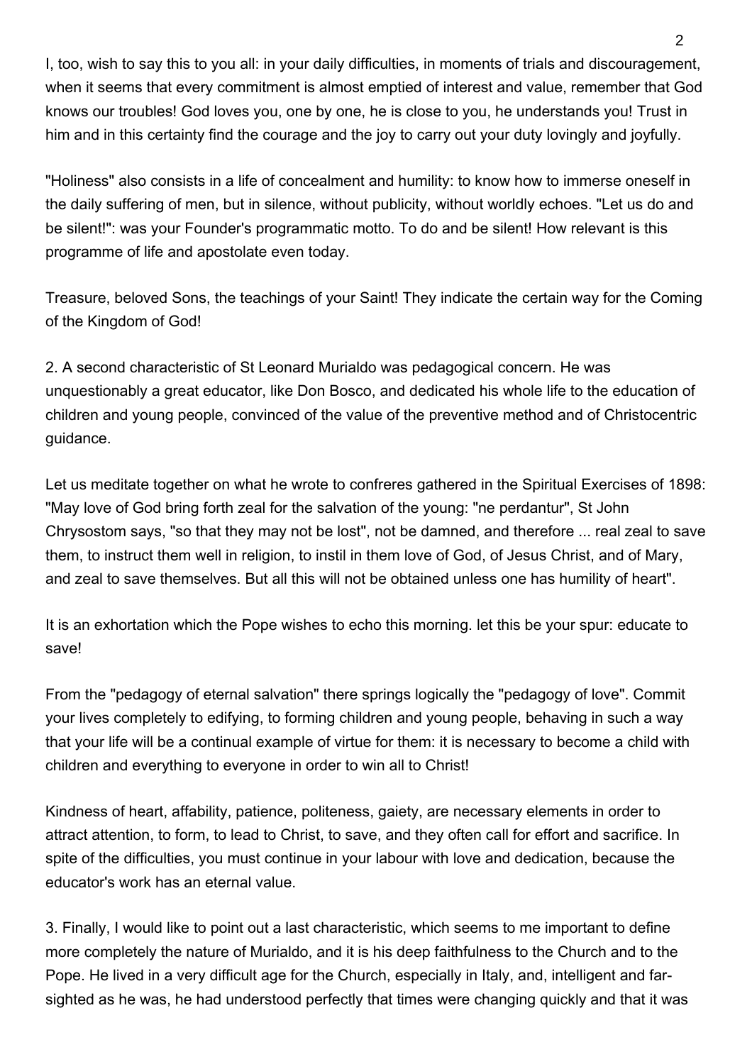I, too, wish to say this to you all: in your daily difficulties, in moments of trials and discouragement, when it seems that every commitment is almost emptied of interest and value, remember that God knows our troubles! God loves you, one by one, he is close to you, he understands you! Trust in him and in this certainty find the courage and the joy to carry out your duty lovingly and joyfully.

"Holiness" also consists in a life of concealment and humility: to know how to immerse oneself in the daily suffering of men, but in silence, without publicity, without worldly echoes. "Let us do and be silent!": was your Founder's programmatic motto. To do and be silent! How relevant is this programme of life and apostolate even today.

Treasure, beloved Sons, the teachings of your Saint! They indicate the certain way for the Coming of the Kingdom of God!

2. A second characteristic of St Leonard Murialdo was pedagogical concern. He was unquestionably a great educator, like Don Bosco, and dedicated his whole life to the education of children and young people, convinced of the value of the preventive method and of Christocentric guidance.

Let us meditate together on what he wrote to confreres gathered in the Spiritual Exercises of 1898: "May love of God bring forth zeal for the salvation of the young: "ne perdantur", St John Chrysostom says, "so that they may not be lost", not be damned, and therefore ... real zeal to save them, to instruct them well in religion, to instil in them love of God, of Jesus Christ, and of Mary, and zeal to save themselves. But all this will not be obtained unless one has humility of heart".

It is an exhortation which the Pope wishes to echo this morning. let this be your spur: educate to save!

From the "pedagogy of eternal salvation" there springs logically the "pedagogy of love". Commit your lives completely to edifying, to forming children and young people, behaving in such a way that your life will be a continual example of virtue for them: it is necessary to become a child with children and everything to everyone in order to win all to Christ!

Kindness of heart, affability, patience, politeness, gaiety, are necessary elements in order to attract attention, to form, to lead to Christ, to save, and they often call for effort and sacrifice. In spite of the difficulties, you must continue in your labour with love and dedication, because the educator's work has an eternal value.

3. Finally, I would like to point out a last characteristic, which seems to me important to define more completely the nature of Murialdo, and it is his deep faithfulness to the Church and to the Pope. He lived in a very difficult age for the Church, especially in Italy, and, intelligent and far-sighted as he was, he had understood perfectly that times were changing quickly and that it was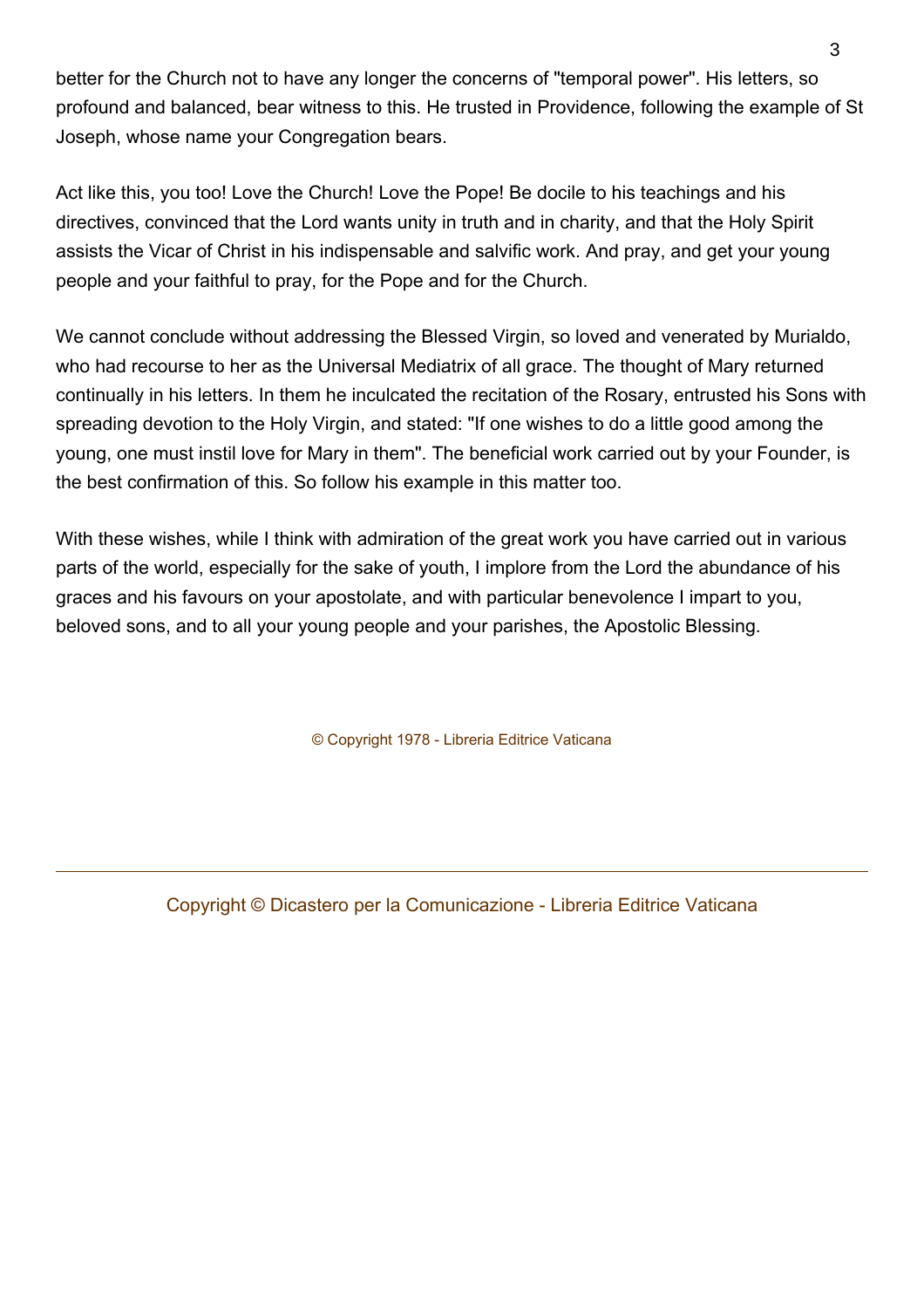better for the Church not to have any longer the concerns of "temporal power". His letters, so profound and balanced, bear witness to this. He trusted in Providence, following the example of St Joseph, whose name your Congregation bears.

Act like this, you too! Love the Church! Love the Pope! Be docile to his teachings and his directives, convinced that the Lord wants unity in truth and in charity, and that the Holy Spirit assists the Vicar of Christ in his indispensable and salvific work. And pray, and get your young people and your faithful to pray, for the Pope and for the Church.

We cannot conclude without addressing the Blessed Virgin, so loved and venerated by Murialdo, who had recourse to her as the Universal Mediatrix of all grace. The thought of Mary returned continually in his letters. In them he inculcated the recitation of the Rosary, entrusted his Sons with spreading devotion to the Holy Virgin, and stated: "If one wishes to do a little good among the young, one must instil love for Mary in them". The beneficial work carried out by your Founder, is the best confirmation of this. So follow his example in this matter too.

With these wishes, while I think with admiration of the great work you have carried out in various parts of the world, especially for the sake of youth, I implore from the Lord the abundance of his graces and his favours on your apostolate, and with particular benevolence I impart to you, beloved sons, and to all your young people and your parishes, the Apostolic Blessing.

© Copyright 1978 - Libreria Editrice Vaticana

---

Copyright © Dicastero per la Comunicazione - Libreria Editrice Vaticana